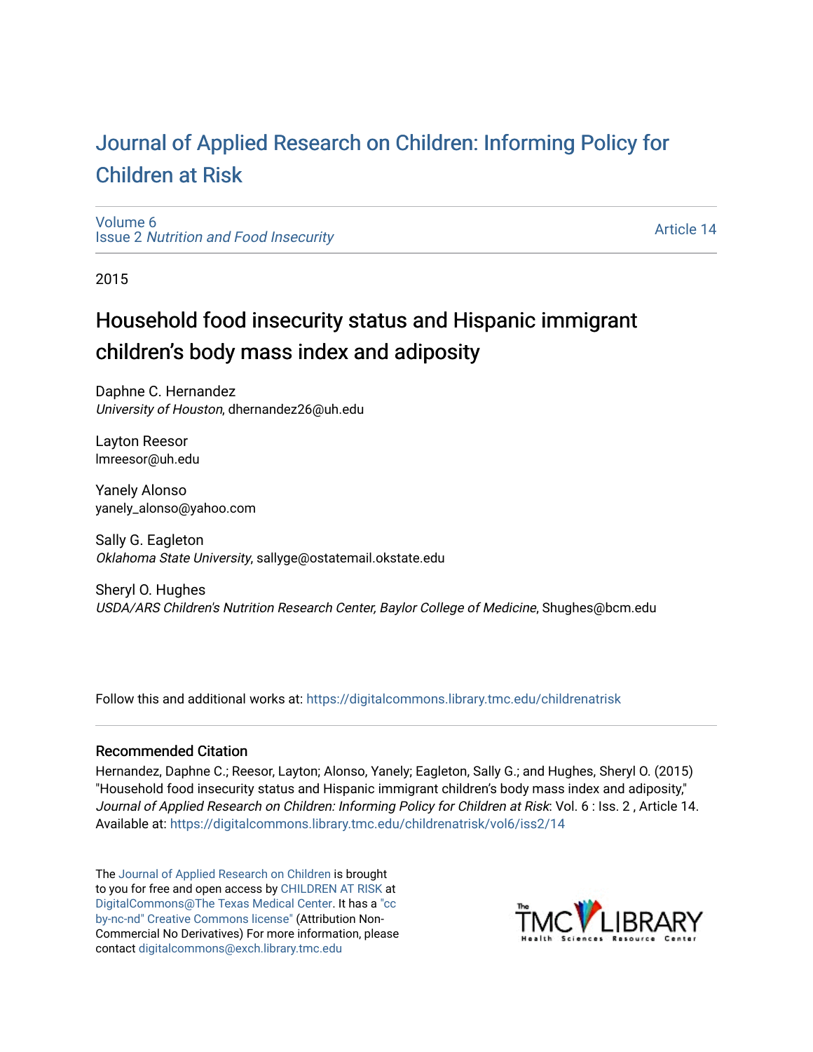# Journal of Applied Research on Children: Informing Policy for Children at Risk

Volume 6
Issue 2 *Nutrition and Food Insecurity*

Article 14

2015

## Household food insecurity status and Hispanic immigrant children's body mass index and adiposity

Daphne C. Hernandez
*University of Houston*, dhernandez26@uh.edu

Layton Reesor
lmreesor@uh.edu

Yanely Alonso
yanely_alonso@yahoo.com

Sally G. Eagleton
*Oklahoma State University*, sallyge@ostatemail.okstate.edu

Sheryl O. Hughes
*USDA/ARS Children's Nutrition Research Center, Baylor College of Medicine*, Shughes@bcm.edu

Follow this and additional works at: https://digitalcommons.library.tmc.edu/childrenatrisk

### Recommended Citation

Hernandez, Daphne C.; Reesor, Layton; Alonso, Yanely; Eagleton, Sally G.; and Hughes, Sheryl O. (2015) "Household food insecurity status and Hispanic immigrant children's body mass index and adiposity," *Journal of Applied Research on Children: Informing Policy for Children at Risk*: Vol. 6 : Iss. 2 , Article 14.
Available at: https://digitalcommons.library.tmc.edu/childrenatrisk/vol6/iss2/14

The Journal of Applied Research on Children is brought to you for free and open access by CHILDREN AT RISK at DigitalCommons@The Texas Medical Center. It has a "cc by-nc-nd" Creative Commons license" (Attribution Non-Commercial No Derivatives) For more information, please contact digitalcommons@exch.library.tmc.edu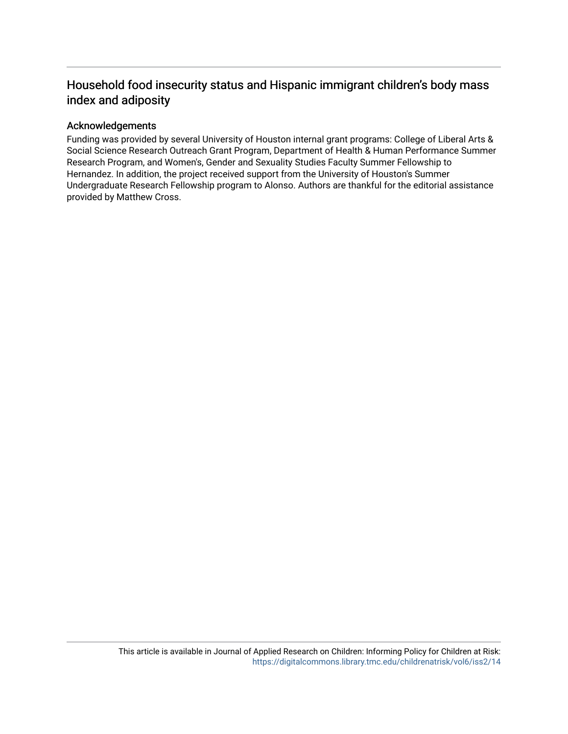# Household food insecurity status and Hispanic immigrant children's body mass index and adiposity

## Acknowledgements

Funding was provided by several University of Houston internal grant programs: College of Liberal Arts & Social Science Research Outreach Grant Program, Department of Health & Human Performance Summer Research Program, and Women's, Gender and Sexuality Studies Faculty Summer Fellowship to Hernandez. In addition, the project received support from the University of Houston's Summer Undergraduate Research Fellowship program to Alonso. Authors are thankful for the editorial assistance provided by Matthew Cross.

This article is available in Journal of Applied Research on Children: Informing Policy for Children at Risk: https://digitalcommons.library.tmc.edu/childrenatrisk/vol6/iss2/14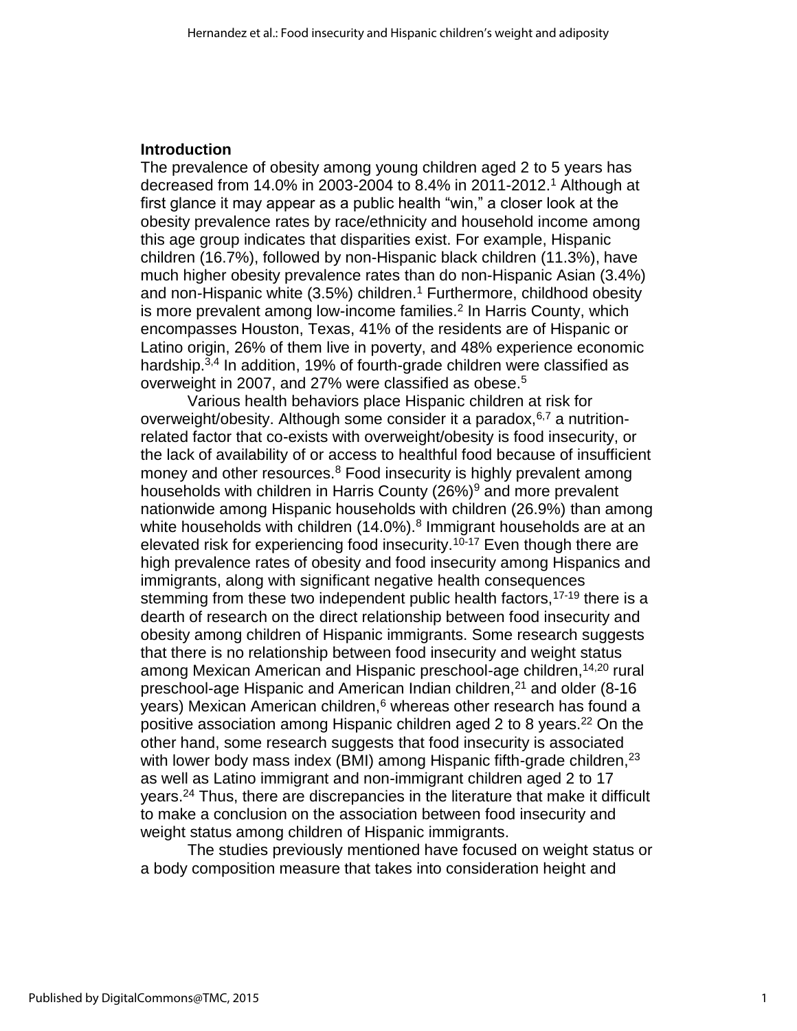## Introduction

The prevalence of obesity among young children aged 2 to 5 years has decreased from 14.0% in 2003-2004 to 8.4% in 2011-2012.[1] Although at first glance it may appear as a public health "win," a closer look at the obesity prevalence rates by race/ethnicity and household income among this age group indicates that disparities exist. For example, Hispanic children (16.7%), followed by non-Hispanic black children (11.3%), have much higher obesity prevalence rates than do non-Hispanic Asian (3.4%) and non-Hispanic white (3.5%) children.[1] Furthermore, childhood obesity is more prevalent among low-income families.[2] In Harris County, which encompasses Houston, Texas, 41% of the residents are of Hispanic or Latino origin, 26% of them live in poverty, and 48% experience economic hardship.[3,4] In addition, 19% of fourth-grade children were classified as overweight in 2007, and 27% were classified as obese.[5]

Various health behaviors place Hispanic children at risk for overweight/obesity. Although some consider it a paradox,[6,7] a nutrition-related factor that co-exists with overweight/obesity is food insecurity, or the lack of availability of or access to healthful food because of insufficient money and other resources.[8] Food insecurity is highly prevalent among households with children in Harris County (26%)[9] and more prevalent nationwide among Hispanic households with children (26.9%) than among white households with children (14.0%).[8] Immigrant households are at an elevated risk for experiencing food insecurity.[10-17] Even though there are high prevalence rates of obesity and food insecurity among Hispanics and immigrants, along with significant negative health consequences stemming from these two independent public health factors,[17-19] there is a dearth of research on the direct relationship between food insecurity and obesity among children of Hispanic immigrants. Some research suggests that there is no relationship between food insecurity and weight status among Mexican American and Hispanic preschool-age children,[14,20] rural preschool-age Hispanic and American Indian children,[21] and older (8-16 years) Mexican American children,[6] whereas other research has found a positive association among Hispanic children aged 2 to 8 years.[22] On the other hand, some research suggests that food insecurity is associated with lower body mass index (BMI) among Hispanic fifth-grade children,[23] as well as Latino immigrant and non-immigrant children aged 2 to 17 years.[24] Thus, there are discrepancies in the literature that make it difficult to make a conclusion on the association between food insecurity and weight status among children of Hispanic immigrants.

The studies previously mentioned have focused on weight status or a body composition measure that takes into consideration height and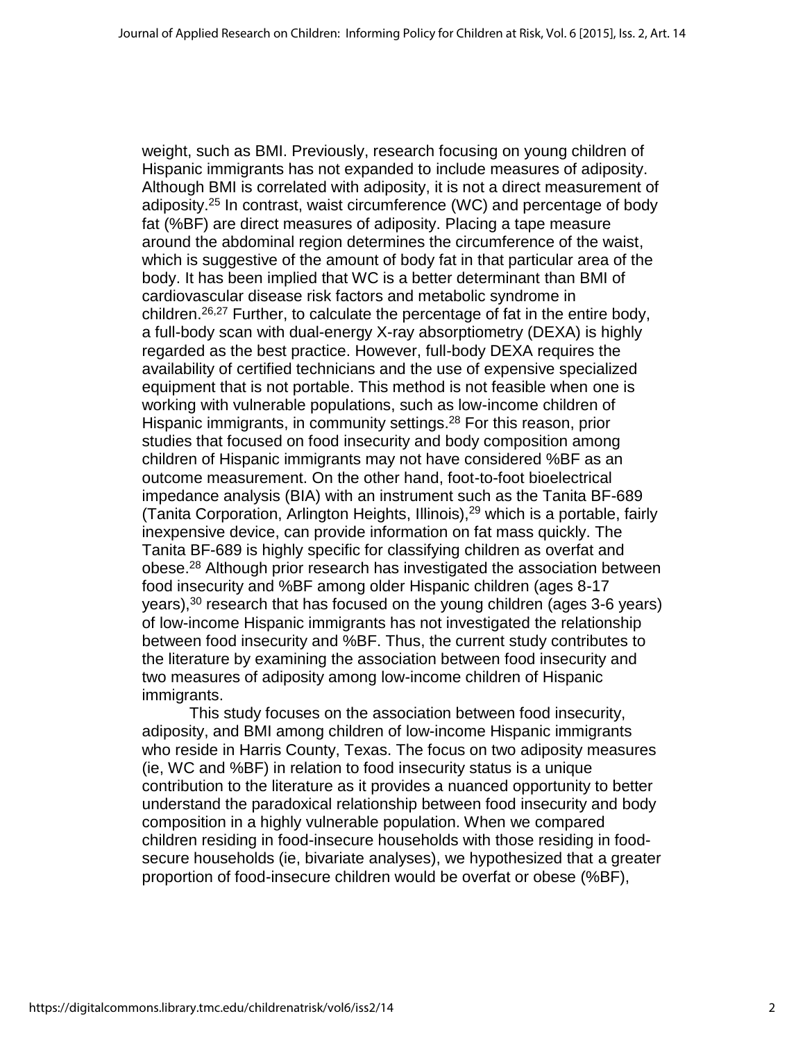weight, such as BMI. Previously, research focusing on young children of Hispanic immigrants has not expanded to include measures of adiposity. Although BMI is correlated with adiposity, it is not a direct measurement of adiposity.[25] In contrast, waist circumference (WC) and percentage of body fat (%BF) are direct measures of adiposity. Placing a tape measure around the abdominal region determines the circumference of the waist, which is suggestive of the amount of body fat in that particular area of the body. It has been implied that WC is a better determinant than BMI of cardiovascular disease risk factors and metabolic syndrome in children.[26,27] Further, to calculate the percentage of fat in the entire body, a full-body scan with dual-energy X-ray absorptiometry (DEXA) is highly regarded as the best practice. However, full-body DEXA requires the availability of certified technicians and the use of expensive specialized equipment that is not portable. This method is not feasible when one is working with vulnerable populations, such as low-income children of Hispanic immigrants, in community settings.[28] For this reason, prior studies that focused on food insecurity and body composition among children of Hispanic immigrants may not have considered %BF as an outcome measurement. On the other hand, foot-to-foot bioelectrical impedance analysis (BIA) with an instrument such as the Tanita BF-689 (Tanita Corporation, Arlington Heights, Illinois),[29] which is a portable, fairly inexpensive device, can provide information on fat mass quickly. The Tanita BF-689 is highly specific for classifying children as overfat and obese.[28] Although prior research has investigated the association between food insecurity and %BF among older Hispanic children (ages 8-17 years),[30] research that has focused on the young children (ages 3-6 years) of low-income Hispanic immigrants has not investigated the relationship between food insecurity and %BF. Thus, the current study contributes to the literature by examining the association between food insecurity and two measures of adiposity among low-income children of Hispanic immigrants.

This study focuses on the association between food insecurity, adiposity, and BMI among children of low-income Hispanic immigrants who reside in Harris County, Texas. The focus on two adiposity measures (ie, WC and %BF) in relation to food insecurity status is a unique contribution to the literature as it provides a nuanced opportunity to better understand the paradoxical relationship between food insecurity and body composition in a highly vulnerable population. When we compared children residing in food-insecure households with those residing in food-secure households (ie, bivariate analyses), we hypothesized that a greater proportion of food-insecure children would be overfat or obese (%BF),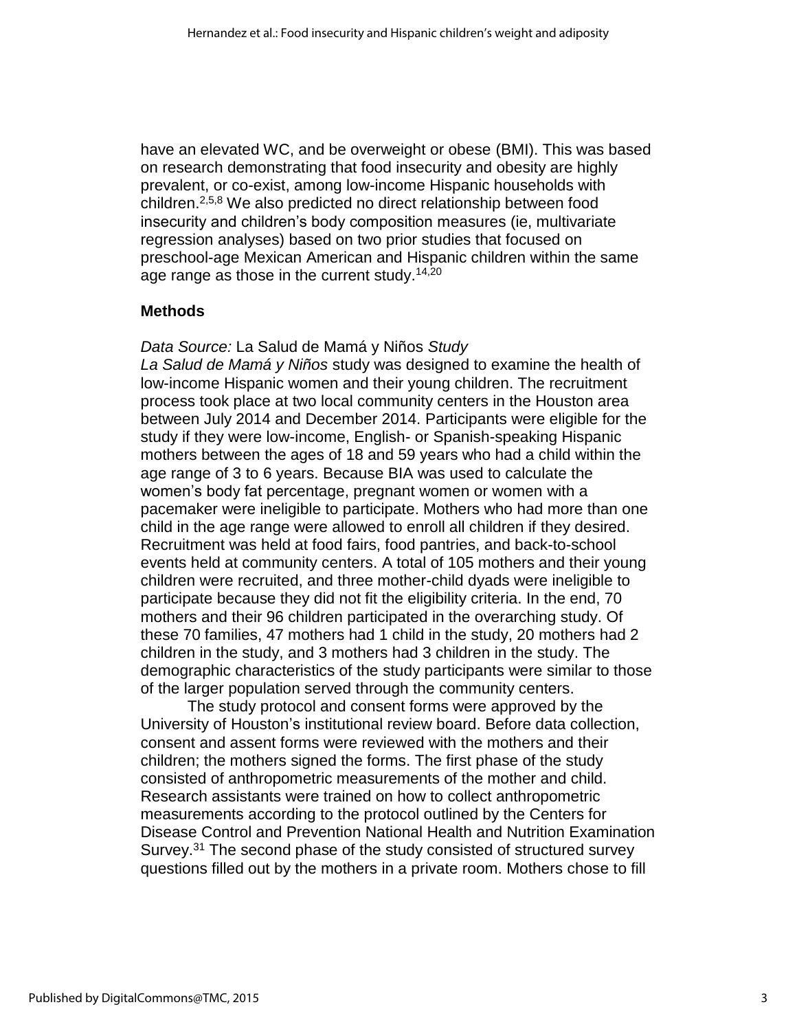have an elevated WC, and be overweight or obese (BMI). This was based on research demonstrating that food insecurity and obesity are highly prevalent, or co-exist, among low-income Hispanic households with children.[2,5,8] We also predicted no direct relationship between food insecurity and children's body composition measures (ie, multivariate regression analyses) based on two prior studies that focused on preschool-age Mexican American and Hispanic children within the same age range as those in the current study.[14,20]

## Methods

*Data Source:* La Salud de Mamá y Niños *Study*

*La Salud de Mamá y Niños* study was designed to examine the health of low-income Hispanic women and their young children. The recruitment process took place at two local community centers in the Houston area between July 2014 and December 2014. Participants were eligible for the study if they were low-income, English- or Spanish-speaking Hispanic mothers between the ages of 18 and 59 years who had a child within the age range of 3 to 6 years. Because BIA was used to calculate the women's body fat percentage, pregnant women or women with a pacemaker were ineligible to participate. Mothers who had more than one child in the age range were allowed to enroll all children if they desired. Recruitment was held at food fairs, food pantries, and back-to-school events held at community centers. A total of 105 mothers and their young children were recruited, and three mother-child dyads were ineligible to participate because they did not fit the eligibility criteria. In the end, 70 mothers and their 96 children participated in the overarching study. Of these 70 families, 47 mothers had 1 child in the study, 20 mothers had 2 children in the study, and 3 mothers had 3 children in the study. The demographic characteristics of the study participants were similar to those of the larger population served through the community centers.

The study protocol and consent forms were approved by the University of Houston's institutional review board. Before data collection, consent and assent forms were reviewed with the mothers and their children; the mothers signed the forms. The first phase of the study consisted of anthropometric measurements of the mother and child. Research assistants were trained on how to collect anthropometric measurements according to the protocol outlined by the Centers for Disease Control and Prevention National Health and Nutrition Examination Survey.[31] The second phase of the study consisted of structured survey questions filled out by the mothers in a private room. Mothers chose to fill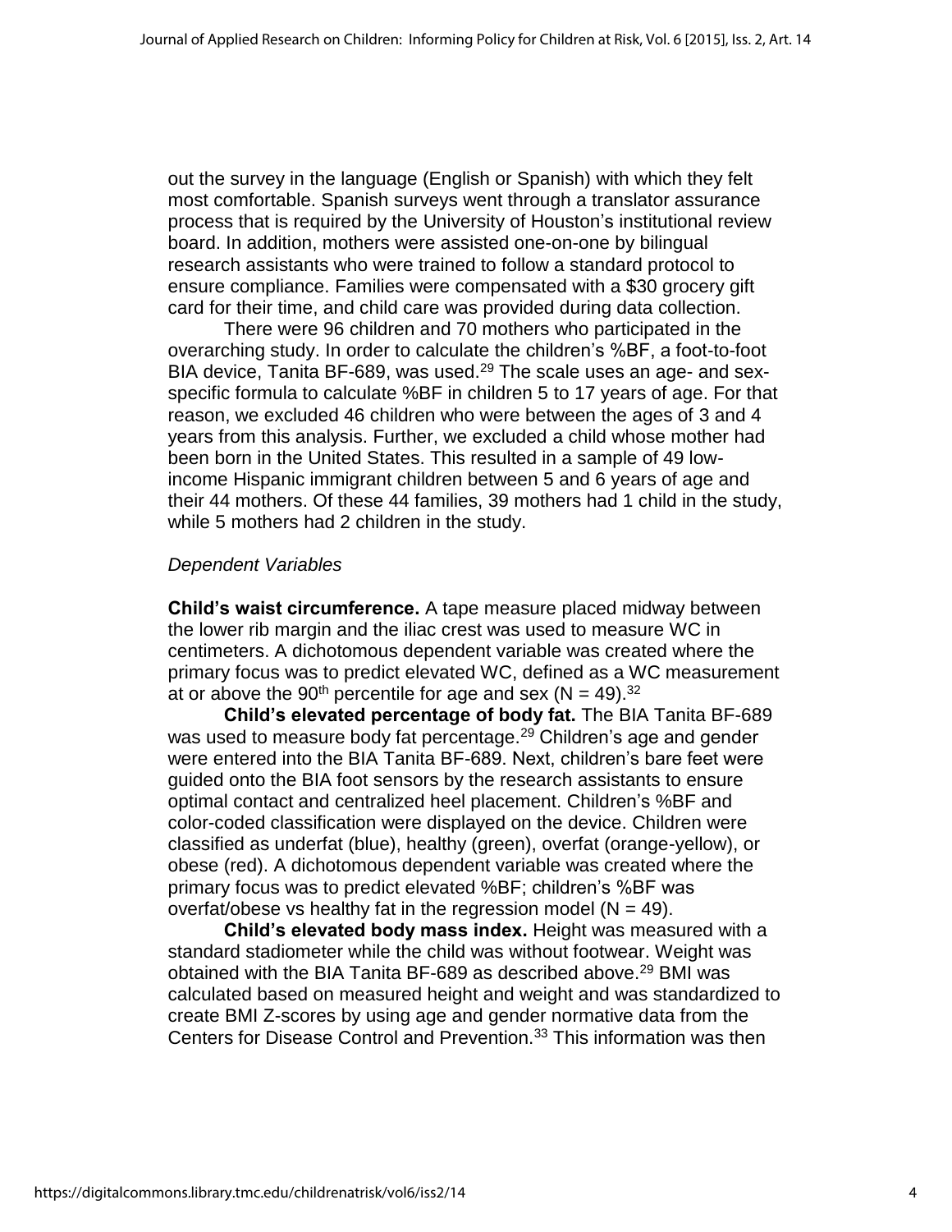out the survey in the language (English or Spanish) with which they felt most comfortable. Spanish surveys went through a translator assurance process that is required by the University of Houston's institutional review board. In addition, mothers were assisted one-on-one by bilingual research assistants who were trained to follow a standard protocol to ensure compliance. Families were compensated with a $30 grocery gift card for their time, and child care was provided during data collection.

There were 96 children and 70 mothers who participated in the overarching study. In order to calculate the children's %BF, a foot-to-foot BIA device, Tanita BF-689, was used.[29] The scale uses an age- and sex-specific formula to calculate %BF in children 5 to 17 years of age. For that reason, we excluded 46 children who were between the ages of 3 and 4 years from this analysis. Further, we excluded a child whose mother had been born in the United States. This resulted in a sample of 49 low-income Hispanic immigrant children between 5 and 6 years of age and their 44 mothers. Of these 44 families, 39 mothers had 1 child in the study, while 5 mothers had 2 children in the study.

### *Dependent Variables*

**Child's waist circumference.** A tape measure placed midway between the lower rib margin and the iliac crest was used to measure WC in centimeters. A dichotomous dependent variable was created where the primary focus was to predict elevated WC, defined as a WC measurement at or above the 90th percentile for age and sex (N = 49).[32]

**Child's elevated percentage of body fat.** The BIA Tanita BF-689 was used to measure body fat percentage.[29] Children's age and gender were entered into the BIA Tanita BF-689. Next, children's bare feet were guided onto the BIA foot sensors by the research assistants to ensure optimal contact and centralized heel placement. Children's %BF and color-coded classification were displayed on the device. Children were classified as underfat (blue), healthy (green), overfat (orange-yellow), or obese (red). A dichotomous dependent variable was created where the primary focus was to predict elevated %BF; children's %BF was overfat/obese vs healthy fat in the regression model (N = 49).

**Child's elevated body mass index.** Height was measured with a standard stadiometer while the child was without footwear. Weight was obtained with the BIA Tanita BF-689 as described above.[29] BMI was calculated based on measured height and weight and was standardized to create BMI Z-scores by using age and gender normative data from the Centers for Disease Control and Prevention.[33] This information was then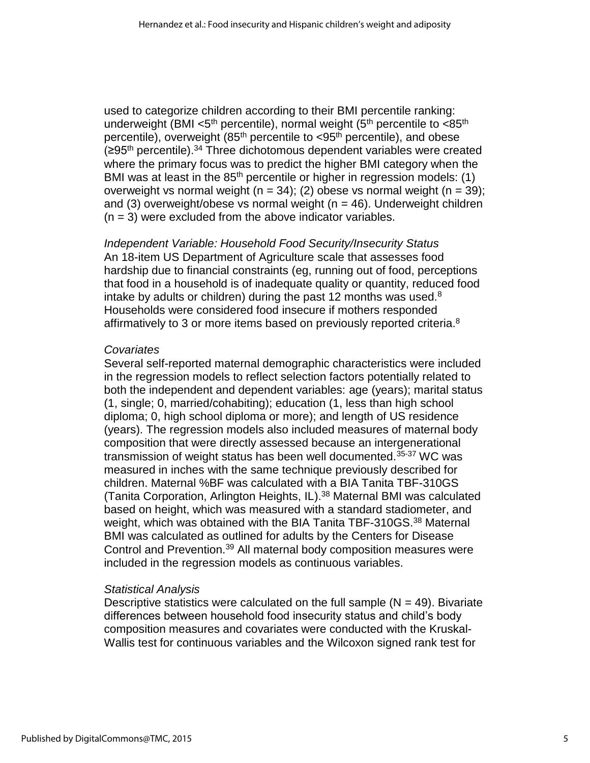used to categorize children according to their BMI percentile ranking: underweight (BMI <5th percentile), normal weight (5th percentile to <85th percentile), overweight (85th percentile to <95th percentile), and obese (≥95th percentile).[34] Three dichotomous dependent variables were created where the primary focus was to predict the higher BMI category when the BMI was at least in the 85th percentile or higher in regression models: (1) overweight vs normal weight (n = 34); (2) obese vs normal weight (n = 39); and (3) overweight/obese vs normal weight (n = 46). Underweight children (n = 3) were excluded from the above indicator variables.

*Independent Variable: Household Food Security/Insecurity Status*

An 18-item US Department of Agriculture scale that assesses food hardship due to financial constraints (eg, running out of food, perceptions that food in a household is of inadequate quality or quantity, reduced food intake by adults or children) during the past 12 months was used.[8] Households were considered food insecure if mothers responded affirmatively to 3 or more items based on previously reported criteria.[8]

*Covariates*

Several self-reported maternal demographic characteristics were included in the regression models to reflect selection factors potentially related to both the independent and dependent variables: age (years); marital status (1, single; 0, married/cohabiting); education (1, less than high school diploma; 0, high school diploma or more); and length of US residence (years). The regression models also included measures of maternal body composition that were directly assessed because an intergenerational transmission of weight status has been well documented.[35-37] WC was measured in inches with the same technique previously described for children. Maternal %BF was calculated with a BIA Tanita TBF-310GS (Tanita Corporation, Arlington Heights, IL).[38] Maternal BMI was calculated based on height, which was measured with a standard stadiometer, and weight, which was obtained with the BIA Tanita TBF-310GS.[38] Maternal BMI was calculated as outlined for adults by the Centers for Disease Control and Prevention.[39] All maternal body composition measures were included in the regression models as continuous variables.

*Statistical Analysis*

Descriptive statistics were calculated on the full sample (N = 49). Bivariate differences between household food insecurity status and child's body composition measures and covariates were conducted with the Kruskal-Wallis test for continuous variables and the Wilcoxon signed rank test for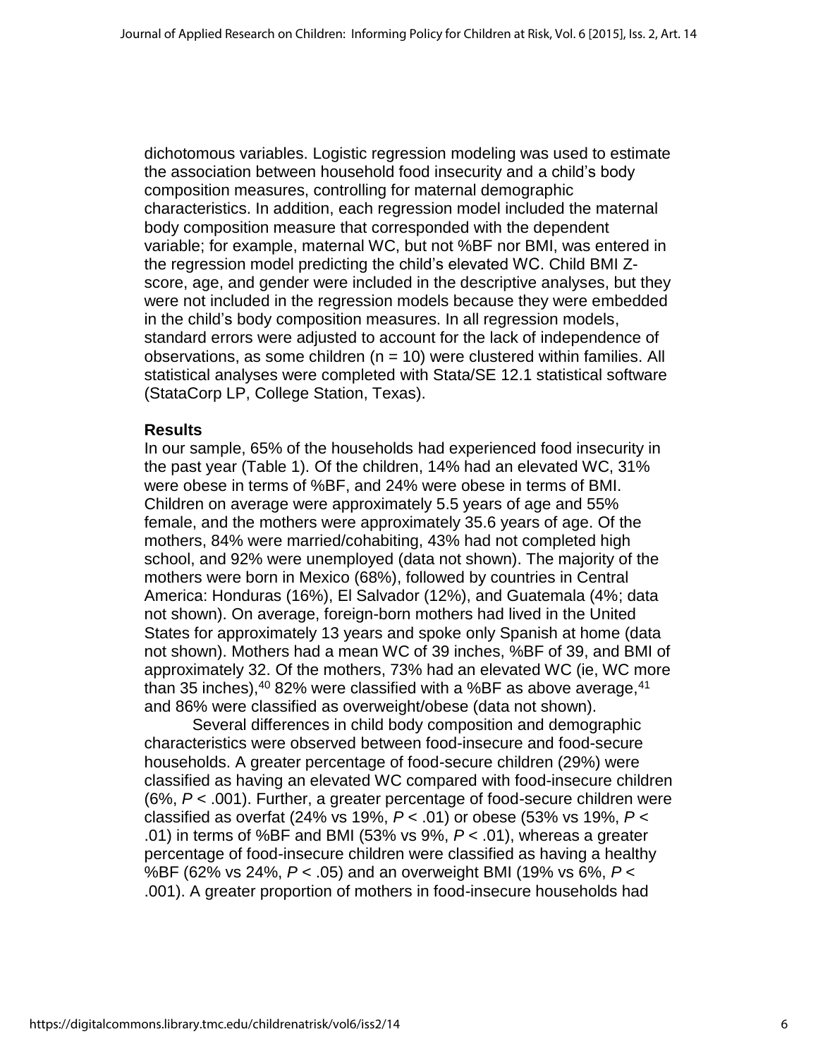dichotomous variables. Logistic regression modeling was used to estimate the association between household food insecurity and a child's body composition measures, controlling for maternal demographic characteristics. In addition, each regression model included the maternal body composition measure that corresponded with the dependent variable; for example, maternal WC, but not %BF nor BMI, was entered in the regression model predicting the child's elevated WC. Child BMI Z-score, age, and gender were included in the descriptive analyses, but they were not included in the regression models because they were embedded in the child's body composition measures. In all regression models, standard errors were adjusted to account for the lack of independence of observations, as some children (n = 10) were clustered within families. All statistical analyses were completed with Stata/SE 12.1 statistical software (StataCorp LP, College Station, Texas).

### Results

In our sample, 65% of the households had experienced food insecurity in the past year (Table 1). Of the children, 14% had an elevated WC, 31% were obese in terms of %BF, and 24% were obese in terms of BMI. Children on average were approximately 5.5 years of age and 55% female, and the mothers were approximately 35.6 years of age. Of the mothers, 84% were married/cohabiting, 43% had not completed high school, and 92% were unemployed (data not shown). The majority of the mothers were born in Mexico (68%), followed by countries in Central America: Honduras (16%), El Salvador (12%), and Guatemala (4%; data not shown). On average, foreign-born mothers had lived in the United States for approximately 13 years and spoke only Spanish at home (data not shown). Mothers had a mean WC of 39 inches, %BF of 39, and BMI of approximately 32. Of the mothers, 73% had an elevated WC (ie, WC more than 35 inches),[40] 82% were classified with a %BF as above average,[41] and 86% were classified as overweight/obese (data not shown).

Several differences in child body composition and demographic characteristics were observed between food-insecure and food-secure households. A greater percentage of food-secure children (29%) were classified as having an elevated WC compared with food-insecure children (6%, *P* < .001). Further, a greater percentage of food-secure children were classified as overfat (24% vs 19%, *P* < .01) or obese (53% vs 19%, *P* < .01) in terms of %BF and BMI (53% vs 9%, *P* < .01), whereas a greater percentage of food-insecure children were classified as having a healthy %BF (62% vs 24%, *P* < .05) and an overweight BMI (19% vs 6%, *P* < .001). A greater proportion of mothers in food-insecure households had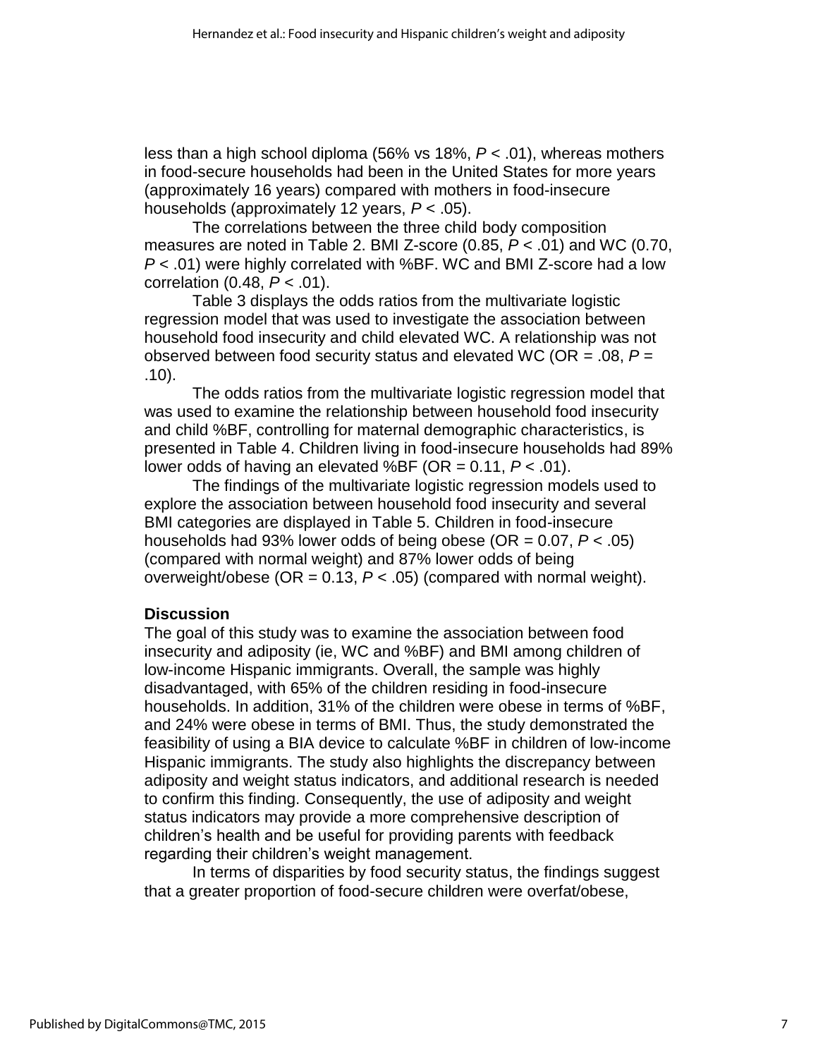less than a high school diploma (56% vs 18%, $P < .01$), whereas mothers in food-secure households had been in the United States for more years (approximately 16 years) compared with mothers in food-insecure households (approximately 12 years, $P < .05$).

The correlations between the three child body composition measures are noted in Table 2. BMI Z-score (0.85, $P < .01$) and WC (0.70, $P < .01$) were highly correlated with %BF. WC and BMI Z-score had a low correlation (0.48, $P < .01$).

Table 3 displays the odds ratios from the multivariate logistic regression model that was used to investigate the association between household food insecurity and child elevated WC. A relationship was not observed between food security status and elevated WC (OR = .08, $P = .10$).

The odds ratios from the multivariate logistic regression model that was used to examine the relationship between household food insecurity and child %BF, controlling for maternal demographic characteristics, is presented in Table 4. Children living in food-insecure households had 89% lower odds of having an elevated %BF (OR = 0.11, $P < .01$).

The findings of the multivariate logistic regression models used to explore the association between household food insecurity and several BMI categories are displayed in Table 5. Children in food-insecure households had 93% lower odds of being obese (OR = 0.07, $P < .05$) (compared with normal weight) and 87% lower odds of being overweight/obese (OR = 0.13, $P < .05$) (compared with normal weight).

## Discussion

The goal of this study was to examine the association between food insecurity and adiposity (ie, WC and %BF) and BMI among children of low-income Hispanic immigrants. Overall, the sample was highly disadvantaged, with 65% of the children residing in food-insecure households. In addition, 31% of the children were obese in terms of %BF, and 24% were obese in terms of BMI. Thus, the study demonstrated the feasibility of using a BIA device to calculate %BF in children of low-income Hispanic immigrants. The study also highlights the discrepancy between adiposity and weight status indicators, and additional research is needed to confirm this finding. Consequently, the use of adiposity and weight status indicators may provide a more comprehensive description of children's health and be useful for providing parents with feedback regarding their children's weight management.

In terms of disparities by food security status, the findings suggest that a greater proportion of food-secure children were overfat/obese,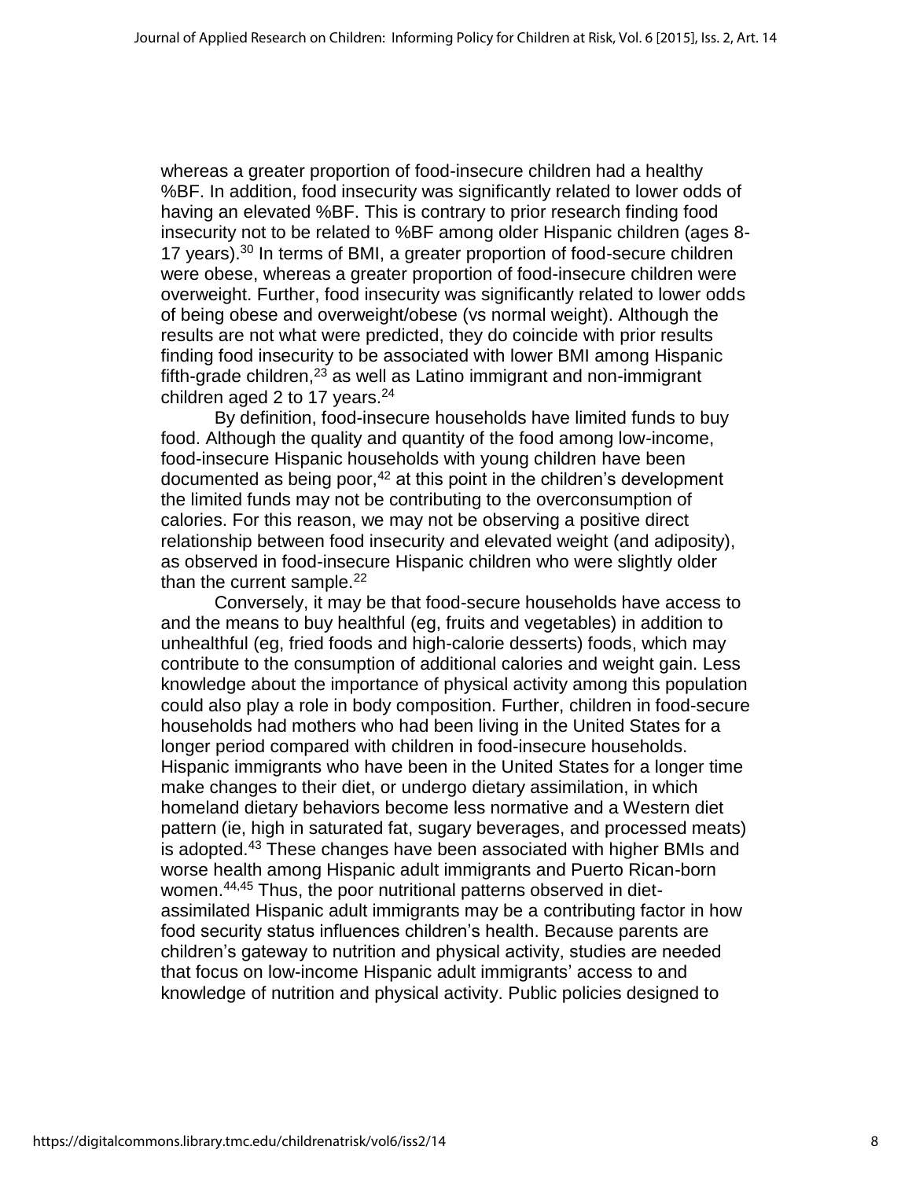whereas a greater proportion of food-insecure children had a healthy %BF. In addition, food insecurity was significantly related to lower odds of having an elevated %BF. This is contrary to prior research finding food insecurity not to be related to %BF among older Hispanic children (ages 8-17 years).[30] In terms of BMI, a greater proportion of food-secure children were obese, whereas a greater proportion of food-insecure children were overweight. Further, food insecurity was significantly related to lower odds of being obese and overweight/obese (vs normal weight). Although the results are not what were predicted, they do coincide with prior results finding food insecurity to be associated with lower BMI among Hispanic fifth-grade children,[23] as well as Latino immigrant and non-immigrant children aged 2 to 17 years.[24]

By definition, food-insecure households have limited funds to buy food. Although the quality and quantity of the food among low-income, food-insecure Hispanic households with young children have been documented as being poor,[42] at this point in the children's development the limited funds may not be contributing to the overconsumption of calories. For this reason, we may not be observing a positive direct relationship between food insecurity and elevated weight (and adiposity), as observed in food-insecure Hispanic children who were slightly older than the current sample.[22]

Conversely, it may be that food-secure households have access to and the means to buy healthful (eg, fruits and vegetables) in addition to unhealthful (eg, fried foods and high-calorie desserts) foods, which may contribute to the consumption of additional calories and weight gain. Less knowledge about the importance of physical activity among this population could also play a role in body composition. Further, children in food-secure households had mothers who had been living in the United States for a longer period compared with children in food-insecure households. Hispanic immigrants who have been in the United States for a longer time make changes to their diet, or undergo dietary assimilation, in which homeland dietary behaviors become less normative and a Western diet pattern (ie, high in saturated fat, sugary beverages, and processed meats) is adopted.[43] These changes have been associated with higher BMIs and worse health among Hispanic adult immigrants and Puerto Rican-born women.[44,45] Thus, the poor nutritional patterns observed in diet-assimilated Hispanic adult immigrants may be a contributing factor in how food security status influences children's health. Because parents are children's gateway to nutrition and physical activity, studies are needed that focus on low-income Hispanic adult immigrants' access to and knowledge of nutrition and physical activity. Public policies designed to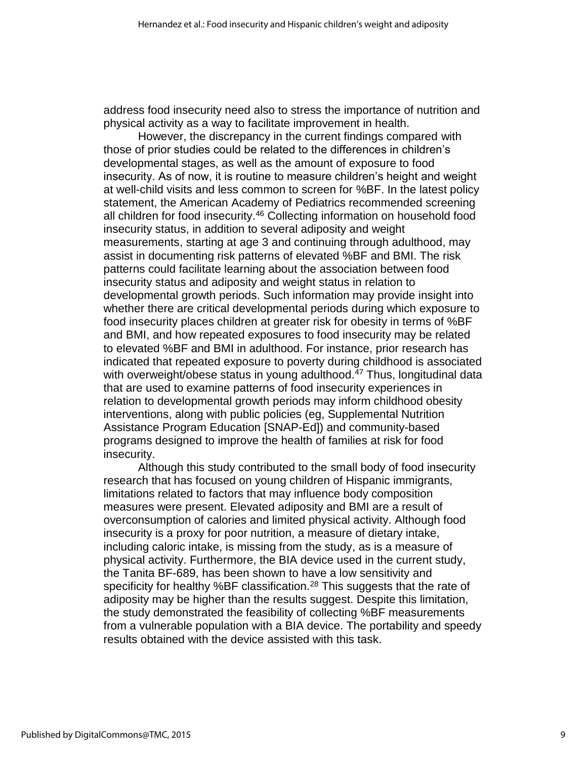address food insecurity need also to stress the importance of nutrition and physical activity as a way to facilitate improvement in health.

However, the discrepancy in the current findings compared with those of prior studies could be related to the differences in children's developmental stages, as well as the amount of exposure to food insecurity. As of now, it is routine to measure children's height and weight at well-child visits and less common to screen for %BF. In the latest policy statement, the American Academy of Pediatrics recommended screening all children for food insecurity.[46] Collecting information on household food insecurity status, in addition to several adiposity and weight measurements, starting at age 3 and continuing through adulthood, may assist in documenting risk patterns of elevated %BF and BMI. The risk patterns could facilitate learning about the association between food insecurity status and adiposity and weight status in relation to developmental growth periods. Such information may provide insight into whether there are critical developmental periods during which exposure to food insecurity places children at greater risk for obesity in terms of %BF and BMI, and how repeated exposures to food insecurity may be related to elevated %BF and BMI in adulthood. For instance, prior research has indicated that repeated exposure to poverty during childhood is associated with overweight/obese status in young adulthood.[47] Thus, longitudinal data that are used to examine patterns of food insecurity experiences in relation to developmental growth periods may inform childhood obesity interventions, along with public policies (eg, Supplemental Nutrition Assistance Program Education [SNAP-Ed]) and community-based programs designed to improve the health of families at risk for food insecurity.

Although this study contributed to the small body of food insecurity research that has focused on young children of Hispanic immigrants, limitations related to factors that may influence body composition measures were present. Elevated adiposity and BMI are a result of overconsumption of calories and limited physical activity. Although food insecurity is a proxy for poor nutrition, a measure of dietary intake, including caloric intake, is missing from the study, as is a measure of physical activity. Furthermore, the BIA device used in the current study, the Tanita BF-689, has been shown to have a low sensitivity and specificity for healthy %BF classification.[28] This suggests that the rate of adiposity may be higher than the results suggest. Despite this limitation, the study demonstrated the feasibility of collecting %BF measurements from a vulnerable population with a BIA device. The portability and speedy results obtained with the device assisted with this task.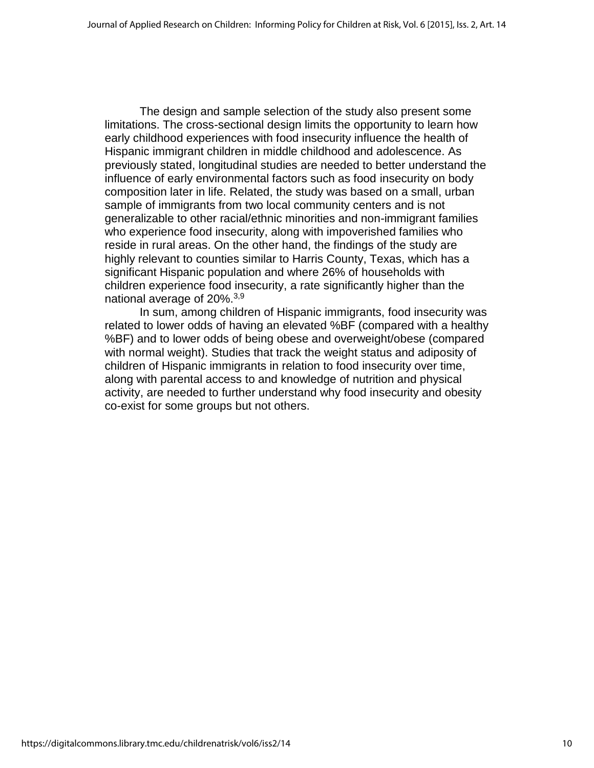The design and sample selection of the study also present some limitations. The cross-sectional design limits the opportunity to learn how early childhood experiences with food insecurity influence the health of Hispanic immigrant children in middle childhood and adolescence. As previously stated, longitudinal studies are needed to better understand the influence of early environmental factors such as food insecurity on body composition later in life. Related, the study was based on a small, urban sample of immigrants from two local community centers and is not generalizable to other racial/ethnic minorities and non-immigrant families who experience food insecurity, along with impoverished families who reside in rural areas. On the other hand, the findings of the study are highly relevant to counties similar to Harris County, Texas, which has a significant Hispanic population and where 26% of households with children experience food insecurity, a rate significantly higher than the national average of 20%.[3,9]

In sum, among children of Hispanic immigrants, food insecurity was related to lower odds of having an elevated %BF (compared with a healthy %BF) and to lower odds of being obese and overweight/obese (compared with normal weight). Studies that track the weight status and adiposity of children of Hispanic immigrants in relation to food insecurity over time, along with parental access to and knowledge of nutrition and physical activity, are needed to further understand why food insecurity and obesity co-exist for some groups but not others.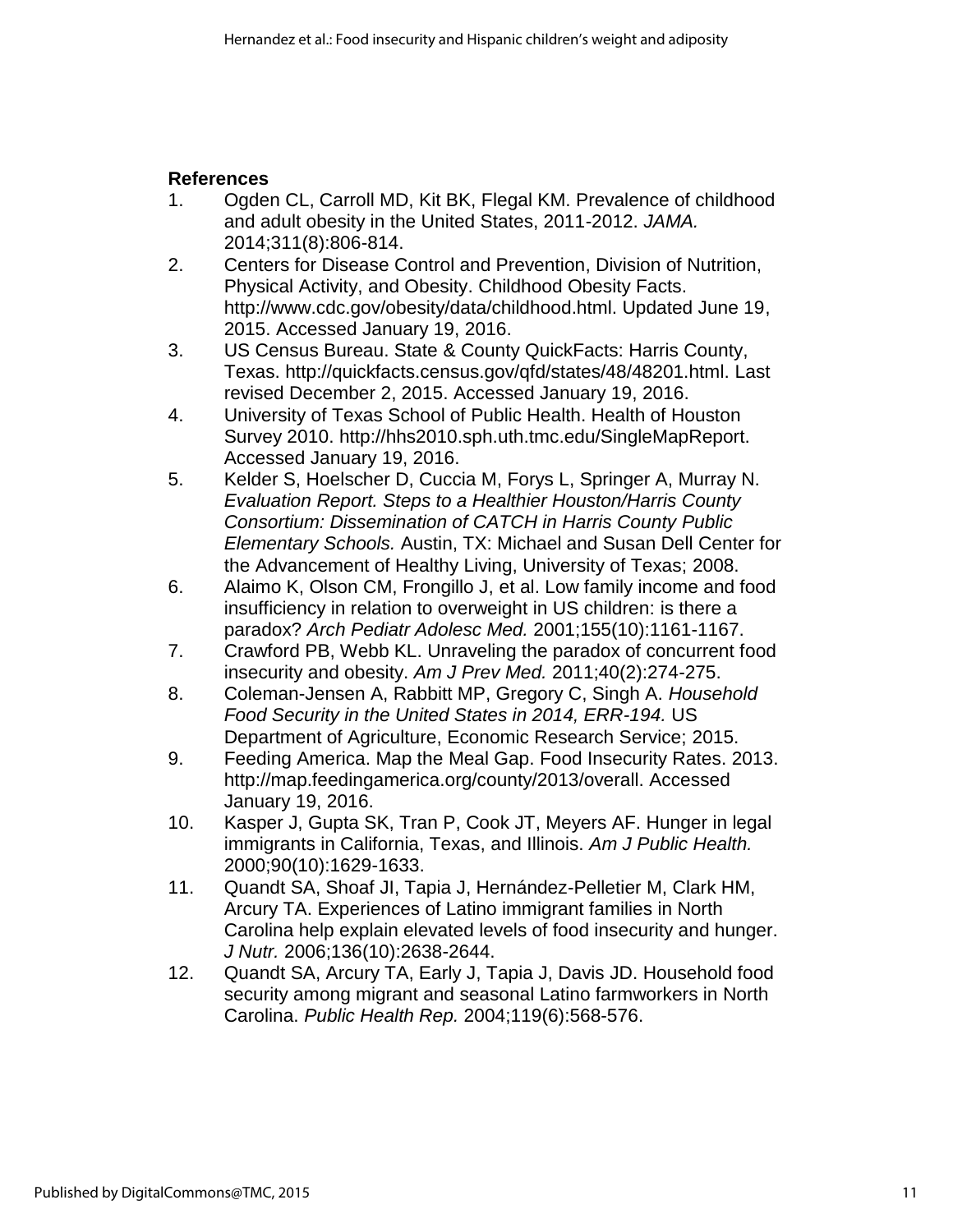**References**

1. Ogden CL, Carroll MD, Kit BK, Flegal KM. Prevalence of childhood and adult obesity in the United States, 2011-2012. *JAMA.* 2014;311(8):806-814.
2. Centers for Disease Control and Prevention, Division of Nutrition, Physical Activity, and Obesity. Childhood Obesity Facts. http://www.cdc.gov/obesity/data/childhood.html. Updated June 19, 2015. Accessed January 19, 2016.
3. US Census Bureau. State & County QuickFacts: Harris County, Texas. http://quickfacts.census.gov/qfd/states/48/48201.html. Last revised December 2, 2015. Accessed January 19, 2016.
4. University of Texas School of Public Health. Health of Houston Survey 2010. http://hhs2010.sph.uth.tmc.edu/SingleMapReport. Accessed January 19, 2016.
5. Kelder S, Hoelscher D, Cuccia M, Forys L, Springer A, Murray N. *Evaluation Report. Steps to a Healthier Houston/Harris County Consortium: Dissemination of CATCH in Harris County Public Elementary Schools.* Austin, TX: Michael and Susan Dell Center for the Advancement of Healthy Living, University of Texas; 2008.
6. Alaimo K, Olson CM, Frongillo J, et al. Low family income and food insufficiency in relation to overweight in US children: is there a paradox? *Arch Pediatr Adolesc Med.* 2001;155(10):1161-1167.
7. Crawford PB, Webb KL. Unraveling the paradox of concurrent food insecurity and obesity. *Am J Prev Med.* 2011;40(2):274-275.
8. Coleman-Jensen A, Rabbitt MP, Gregory C, Singh A. *Household Food Security in the United States in 2014, ERR-194.* US Department of Agriculture, Economic Research Service; 2015.
9. Feeding America. Map the Meal Gap. Food Insecurity Rates. 2013. http://map.feedingamerica.org/county/2013/overall. Accessed January 19, 2016.
10. Kasper J, Gupta SK, Tran P, Cook JT, Meyers AF. Hunger in legal immigrants in California, Texas, and Illinois. *Am J Public Health.* 2000;90(10):1629-1633.
11. Quandt SA, Shoaf JI, Tapia J, Hernández-Pelletier M, Clark HM, Arcury TA. Experiences of Latino immigrant families in North Carolina help explain elevated levels of food insecurity and hunger. *J Nutr.* 2006;136(10):2638-2644.
12. Quandt SA, Arcury TA, Early J, Tapia J, Davis JD. Household food security among migrant and seasonal Latino farmworkers in North Carolina. *Public Health Rep.* 2004;119(6):568-576.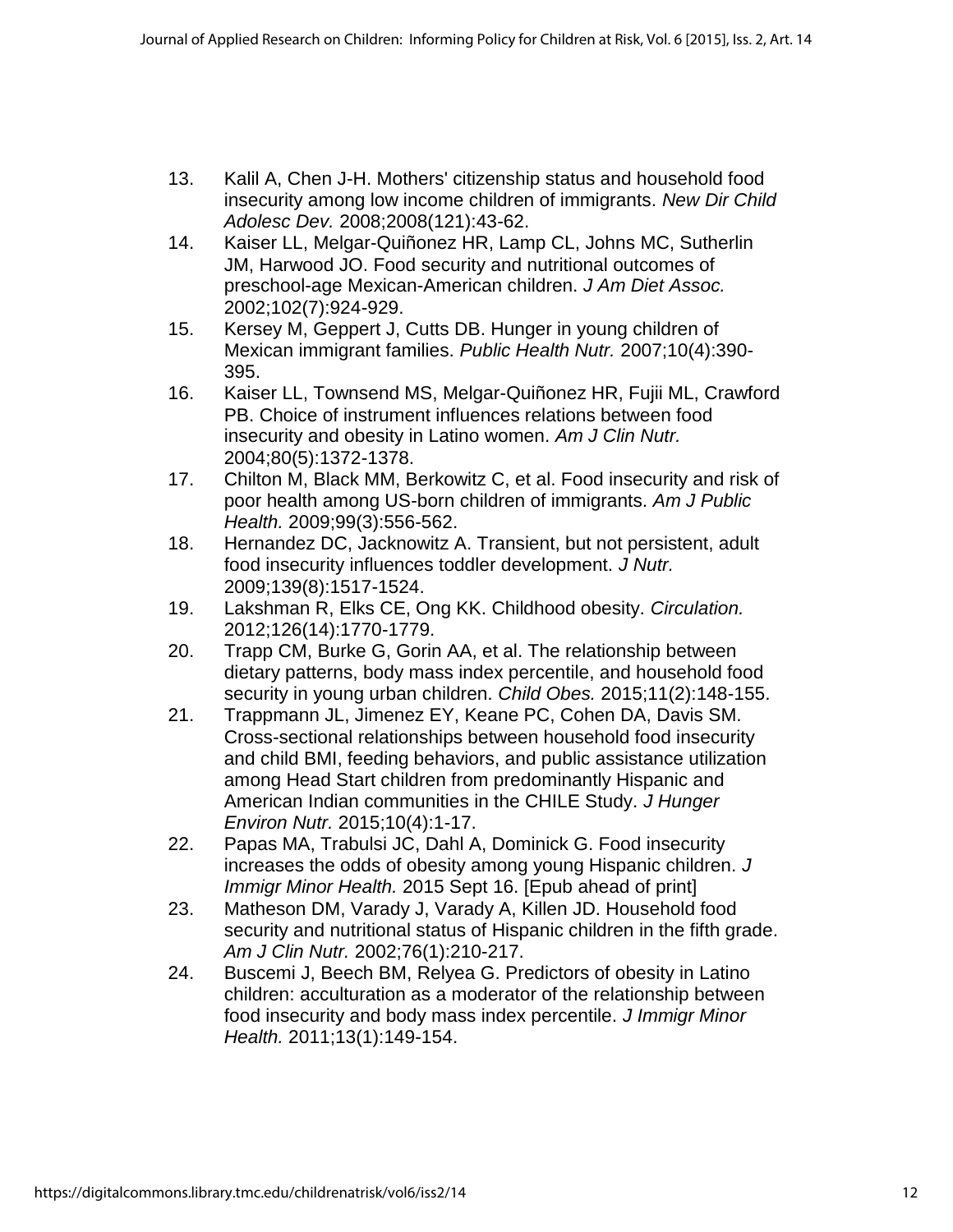13. Kalil A, Chen J-H. Mothers' citizenship status and household food insecurity among low income children of immigrants. *New Dir Child Adolesc Dev.* 2008;2008(121):43-62.
14. Kaiser LL, Melgar-Quiñonez HR, Lamp CL, Johns MC, Sutherlin JM, Harwood JO. Food security and nutritional outcomes of preschool-age Mexican-American children. *J Am Diet Assoc.* 2002;102(7):924-929.
15. Kersey M, Geppert J, Cutts DB. Hunger in young children of Mexican immigrant families. *Public Health Nutr.* 2007;10(4):390-395.
16. Kaiser LL, Townsend MS, Melgar-Quiñonez HR, Fujii ML, Crawford PB. Choice of instrument influences relations between food insecurity and obesity in Latino women. *Am J Clin Nutr.* 2004;80(5):1372-1378.
17. Chilton M, Black MM, Berkowitz C, et al. Food insecurity and risk of poor health among US-born children of immigrants. *Am J Public Health.* 2009;99(3):556-562.
18. Hernandez DC, Jacknowitz A. Transient, but not persistent, adult food insecurity influences toddler development. *J Nutr.* 2009;139(8):1517-1524.
19. Lakshman R, Elks CE, Ong KK. Childhood obesity. *Circulation.* 2012;126(14):1770-1779.
20. Trapp CM, Burke G, Gorin AA, et al. The relationship between dietary patterns, body mass index percentile, and household food security in young urban children. *Child Obes.* 2015;11(2):148-155.
21. Trappmann JL, Jimenez EY, Keane PC, Cohen DA, Davis SM. Cross-sectional relationships between household food insecurity and child BMI, feeding behaviors, and public assistance utilization among Head Start children from predominantly Hispanic and American Indian communities in the CHILE Study. *J Hunger Environ Nutr.* 2015;10(4):1-17.
22. Papas MA, Trabulsi JC, Dahl A, Dominick G. Food insecurity increases the odds of obesity among young Hispanic children. *J Immigr Minor Health.* 2015 Sept 16. [Epub ahead of print]
23. Matheson DM, Varady J, Varady A, Killen JD. Household food security and nutritional status of Hispanic children in the fifth grade. *Am J Clin Nutr.* 2002;76(1):210-217.
24. Buscemi J, Beech BM, Relyea G. Predictors of obesity in Latino children: acculturation as a moderator of the relationship between food insecurity and body mass index percentile. *J Immigr Minor Health.* 2011;13(1):149-154.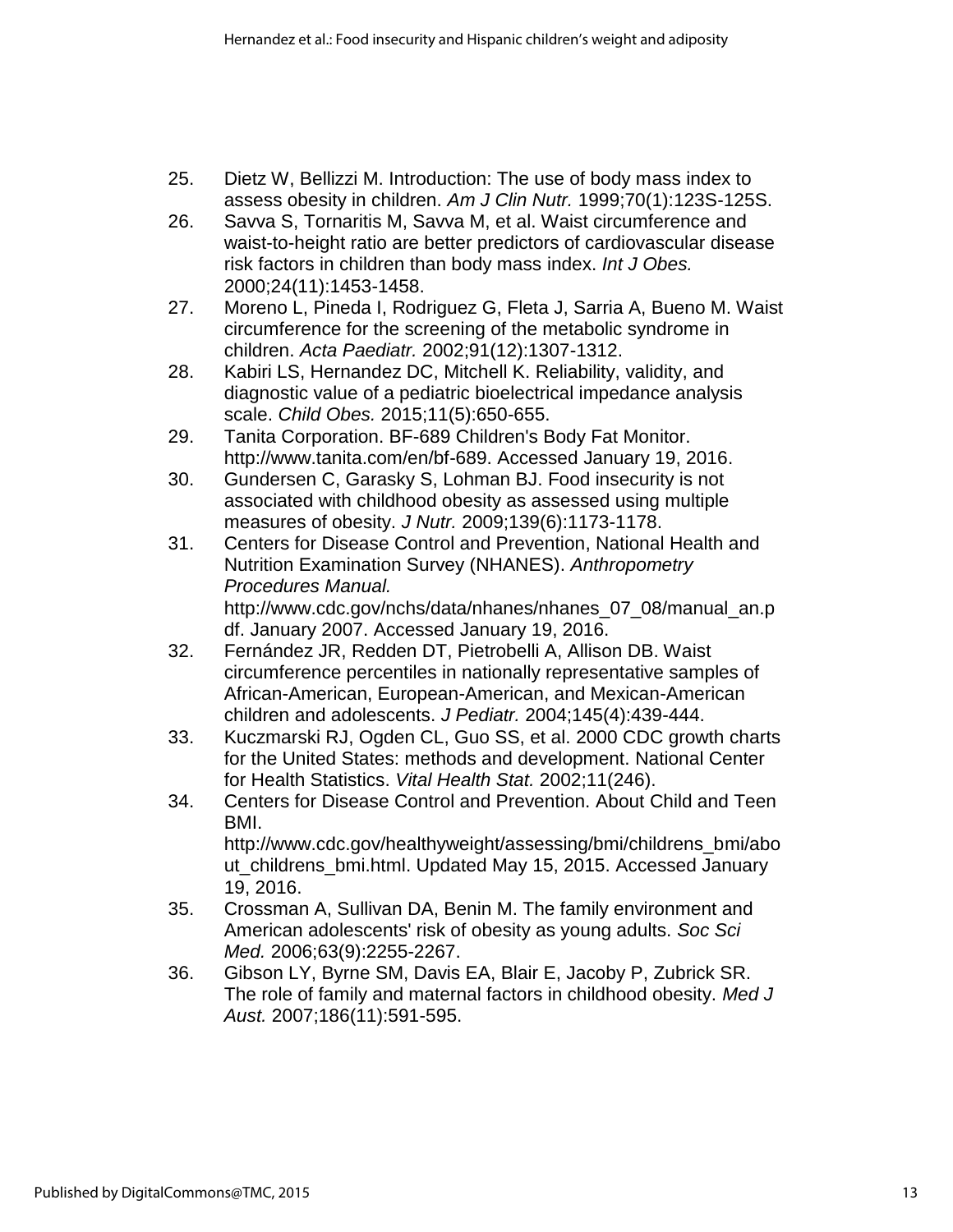25. Dietz W, Bellizzi M. Introduction: The use of body mass index to assess obesity in children. *Am J Clin Nutr.* 1999;70(1):123S-125S.
26. Savva S, Tornaritis M, Savva M, et al. Waist circumference and waist-to-height ratio are better predictors of cardiovascular disease risk factors in children than body mass index. *Int J Obes.* 2000;24(11):1453-1458.
27. Moreno L, Pineda I, Rodriguez G, Fleta J, Sarria A, Bueno M. Waist circumference for the screening of the metabolic syndrome in children. *Acta Paediatr.* 2002;91(12):1307-1312.
28. Kabiri LS, Hernandez DC, Mitchell K. Reliability, validity, and diagnostic value of a pediatric bioelectrical impedance analysis scale. *Child Obes.* 2015;11(5):650-655.
29. Tanita Corporation. BF-689 Children's Body Fat Monitor. http://www.tanita.com/en/bf-689. Accessed January 19, 2016.
30. Gundersen C, Garasky S, Lohman BJ. Food insecurity is not associated with childhood obesity as assessed using multiple measures of obesity. *J Nutr.* 2009;139(6):1173-1178.
31. Centers for Disease Control and Prevention, National Health and Nutrition Examination Survey (NHANES). *Anthropometry Procedures Manual.* http://www.cdc.gov/nchs/data/nhanes/nhanes_07_08/manual_an.pdf. January 2007. Accessed January 19, 2016.
32. Fernández JR, Redden DT, Pietrobelli A, Allison DB. Waist circumference percentiles in nationally representative samples of African-American, European-American, and Mexican-American children and adolescents. *J Pediatr.* 2004;145(4):439-444.
33. Kuczmarski RJ, Ogden CL, Guo SS, et al. 2000 CDC growth charts for the United States: methods and development. National Center for Health Statistics. *Vital Health Stat.* 2002;11(246).
34. Centers for Disease Control and Prevention. About Child and Teen BMI. http://www.cdc.gov/healthyweight/assessing/bmi/childrens_bmi/about_childrens_bmi.html. Updated May 15, 2015. Accessed January 19, 2016.
35. Crossman A, Sullivan DA, Benin M. The family environment and American adolescents' risk of obesity as young adults. *Soc Sci Med.* 2006;63(9):2255-2267.
36. Gibson LY, Byrne SM, Davis EA, Blair E, Jacoby P, Zubrick SR. The role of family and maternal factors in childhood obesity. *Med J Aust.* 2007;186(11):591-595.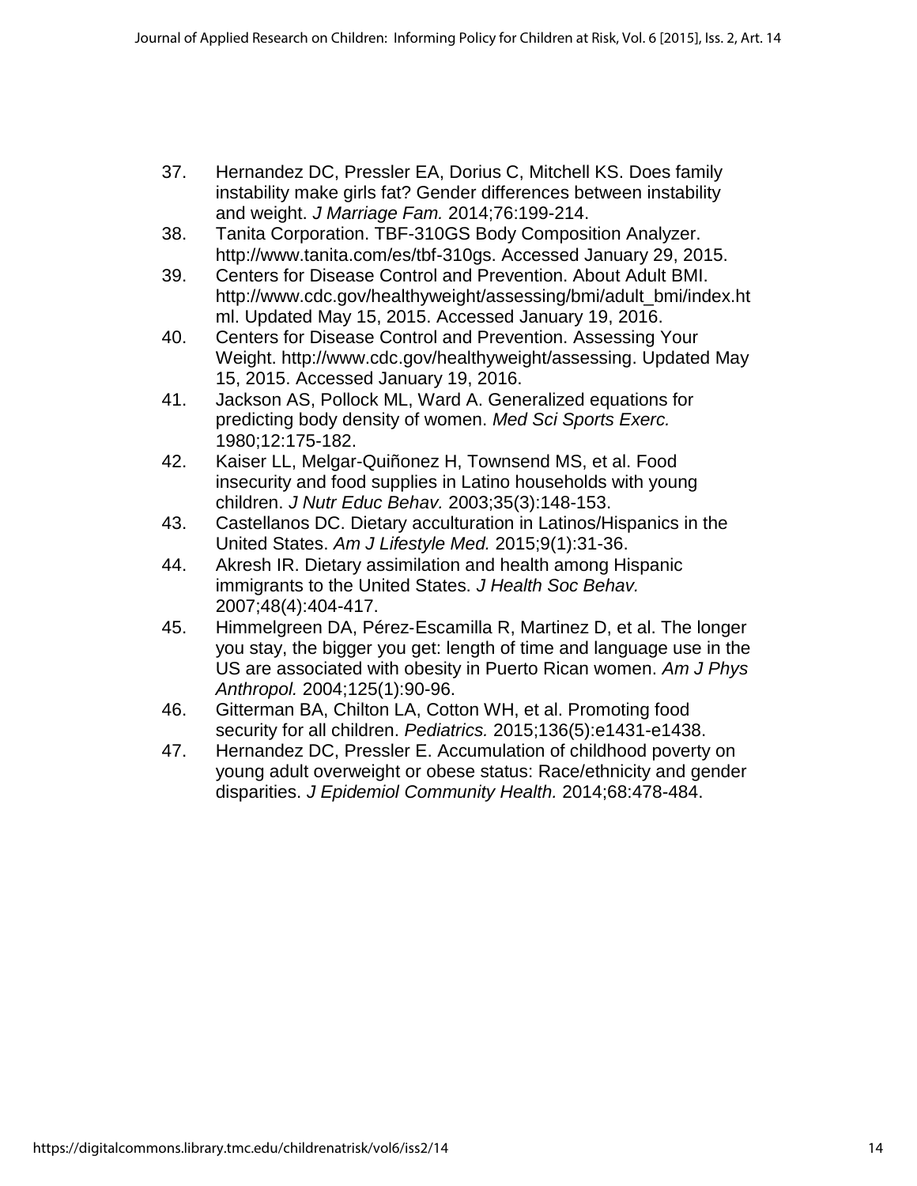37. Hernandez DC, Pressler EA, Dorius C, Mitchell KS. Does family instability make girls fat? Gender differences between instability and weight. *J Marriage Fam.* 2014;76:199-214.
38. Tanita Corporation. TBF-310GS Body Composition Analyzer. http://www.tanita.com/es/tbf-310gs. Accessed January 29, 2015.
39. Centers for Disease Control and Prevention. About Adult BMI. http://www.cdc.gov/healthyweight/assessing/bmi/adult_bmi/index.html. Updated May 15, 2015. Accessed January 19, 2016.
40. Centers for Disease Control and Prevention. Assessing Your Weight. http://www.cdc.gov/healthyweight/assessing. Updated May 15, 2015. Accessed January 19, 2016.
41. Jackson AS, Pollock ML, Ward A. Generalized equations for predicting body density of women. *Med Sci Sports Exerc.* 1980;12:175-182.
42. Kaiser LL, Melgar-Quiñonez H, Townsend MS, et al. Food insecurity and food supplies in Latino households with young children. *J Nutr Educ Behav.* 2003;35(3):148-153.
43. Castellanos DC. Dietary acculturation in Latinos/Hispanics in the United States. *Am J Lifestyle Med.* 2015;9(1):31-36.
44. Akresh IR. Dietary assimilation and health among Hispanic immigrants to the United States. *J Health Soc Behav.* 2007;48(4):404-417.
45. Himmelgreen DA, Pérez-Escamilla R, Martinez D, et al. The longer you stay, the bigger you get: length of time and language use in the US are associated with obesity in Puerto Rican women. *Am J Phys Anthropol.* 2004;125(1):90-96.
46. Gitterman BA, Chilton LA, Cotton WH, et al. Promoting food security for all children. *Pediatrics.* 2015;136(5):e1431-e1438.
47. Hernandez DC, Pressler E. Accumulation of childhood poverty on young adult overweight or obese status: Race/ethnicity and gender disparities. *J Epidemiol Community Health.* 2014;68:478-484.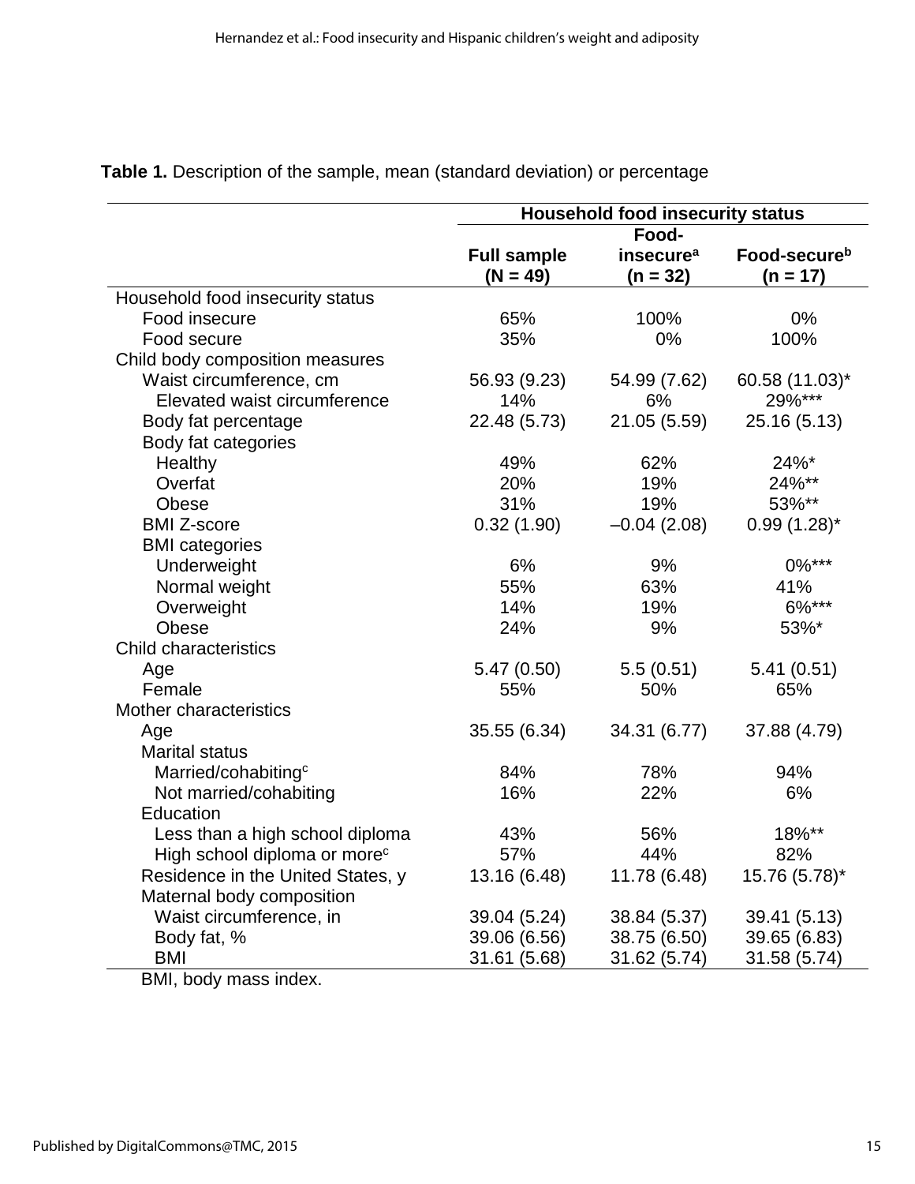**Table 1.** Description of the sample, mean (standard deviation) or percentage

| | Household food insecurity status | | |
|---|---|---|---|
| | Full sample (N = 49) | Food-insecure[a] (n = 32) | Food-secure[b] (n = 17) |
| Household food insecurity status | | | |
| Food insecure | 65% | 100% | 0% |
| Food secure | 35% | 0% | 100% |
| Child body composition measures | | | |
| Waist circumference, cm | 56.93 (9.23) | 54.99 (7.62) | 60.58 (11.03)* |
| Elevated waist circumference | 14% | 6% | 29%*** |
| Body fat percentage | 22.48 (5.73) | 21.05 (5.59) | 25.16 (5.13) |
| Body fat categories | | | |
| Healthy | 49% | 62% | 24%* |
| Overfat | 20% | 19% | 24%** |
| Obese | 31% | 19% | 53%** |
| BMI Z-score | 0.32 (1.90) | –0.04 (2.08) | 0.99 (1.28)* |
| BMI categories | | | |
| Underweight | 6% | 9% | 0%*** |
| Normal weight | 55% | 63% | 41% |
| Overweight | 14% | 19% | 6%*** |
| Obese | 24% | 9% | 53%* |
| Child characteristics | | | |
| Age | 5.47 (0.50) | 5.5 (0.51) | 5.41 (0.51) |
| Female | 55% | 50% | 65% |
| Mother characteristics | | | |
| Age | 35.55 (6.34) | 34.31 (6.77) | 37.88 (4.79) |
| Marital status | | | |
| Married/cohabiting[c] | 84% | 78% | 94% |
| Not married/cohabiting | 16% | 22% | 6% |
| Education | | | |
| Less than a high school diploma | 43% | 56% | 18%** |
| High school diploma or more[c] | 57% | 44% | 82% |
| Residence in the United States, y | 13.16 (6.48) | 11.78 (6.48) | 15.76 (5.78)* |
| Maternal body composition | | | |
| Waist circumference, in | 39.04 (5.24) | 38.84 (5.37) | 39.41 (5.13) |
| Body fat, % | 39.06 (6.56) | 38.75 (6.50) | 39.65 (6.83) |
| BMI | 31.61 (5.68) | 31.62 (5.74) | 31.58 (5.74) |

BMI, body mass index.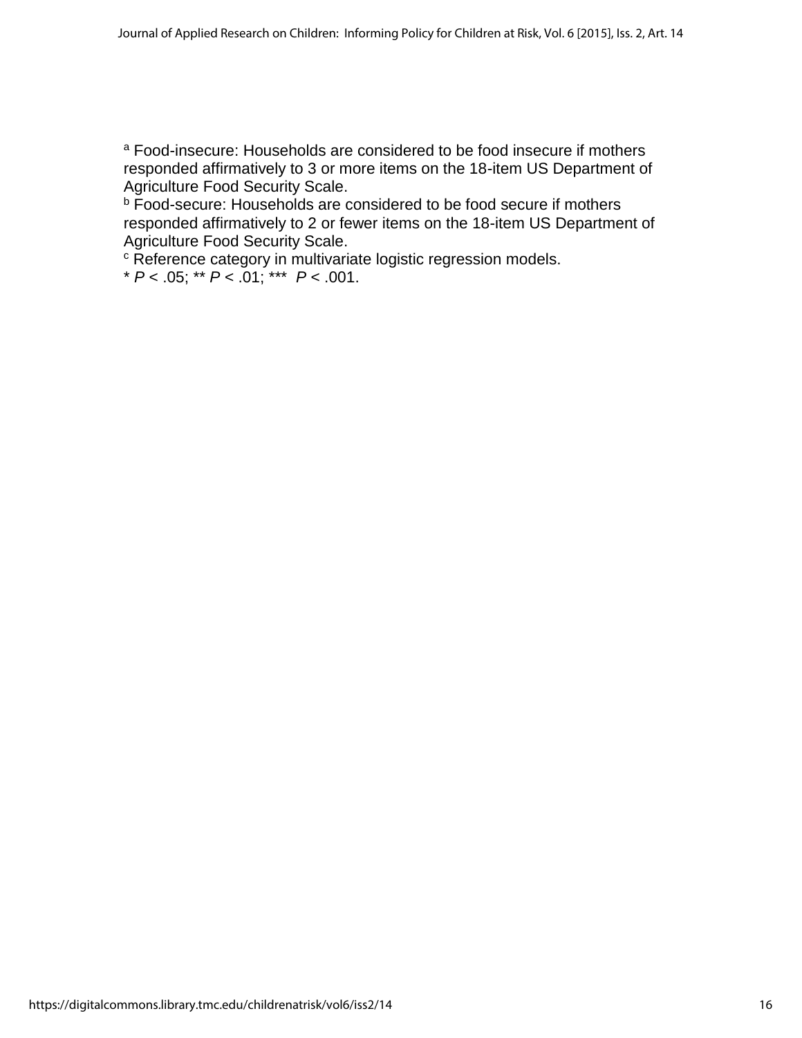[a] Food-insecure: Households are considered to be food insecure if mothers responded affirmatively to 3 or more items on the 18-item US Department of Agriculture Food Security Scale.

[b] Food-secure: Households are considered to be food secure if mothers responded affirmatively to 2 or fewer items on the 18-item US Department of Agriculture Food Security Scale.

[c] Reference category in multivariate logistic regression models.

* $P < .05$; ** $P < .01$; *** $P < .001$.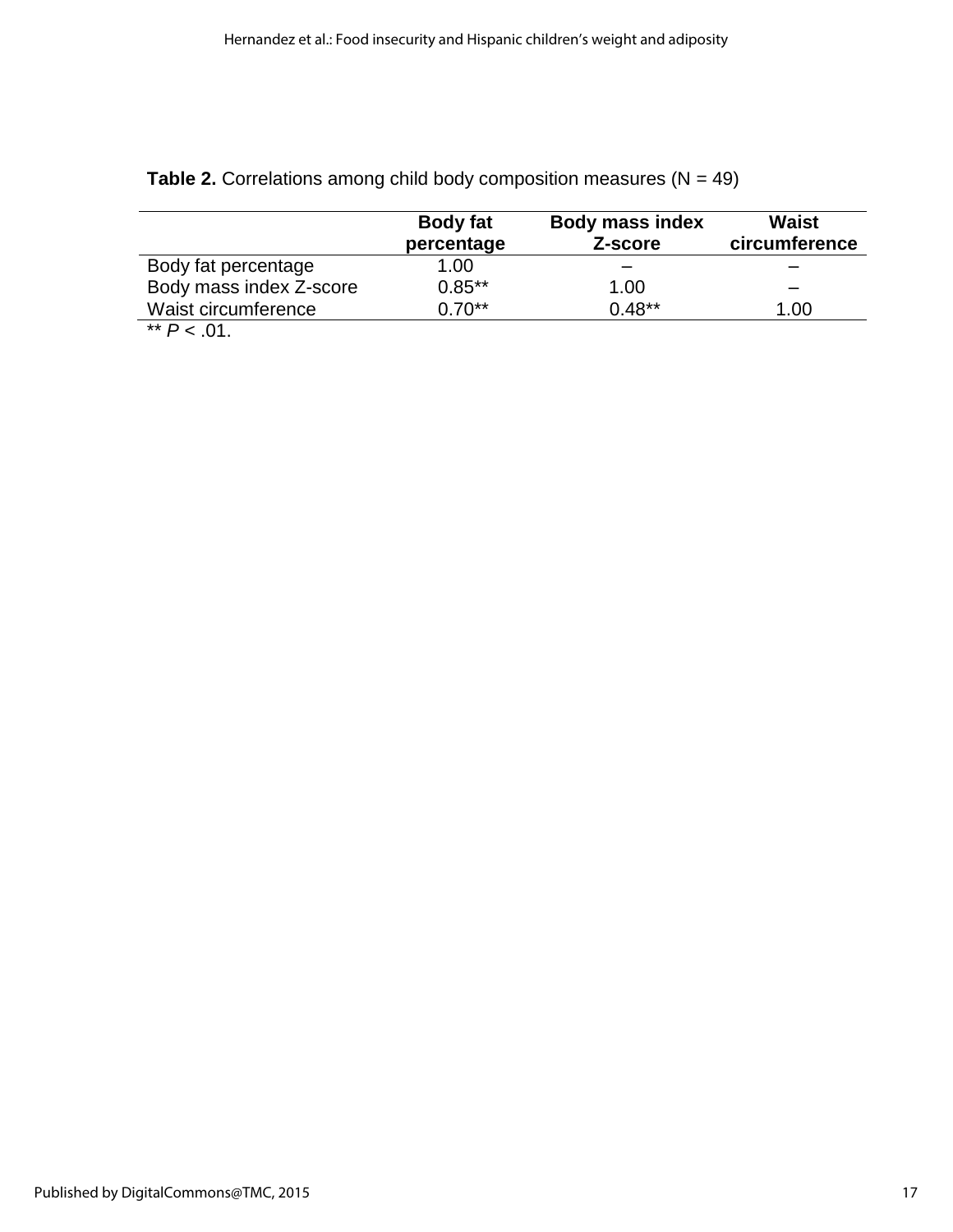**Table 2.** Correlations among child body composition measures (N = 49)

| | Body fat percentage | Body mass index Z-score | Waist circumference |
|---|---|---|---|
| Body fat percentage | 1.00 | – | – |
| Body mass index Z-score | 0.85** | 1.00 | – |
| Waist circumference | 0.70** | 0.48** | 1.00 |

** *P* < .01.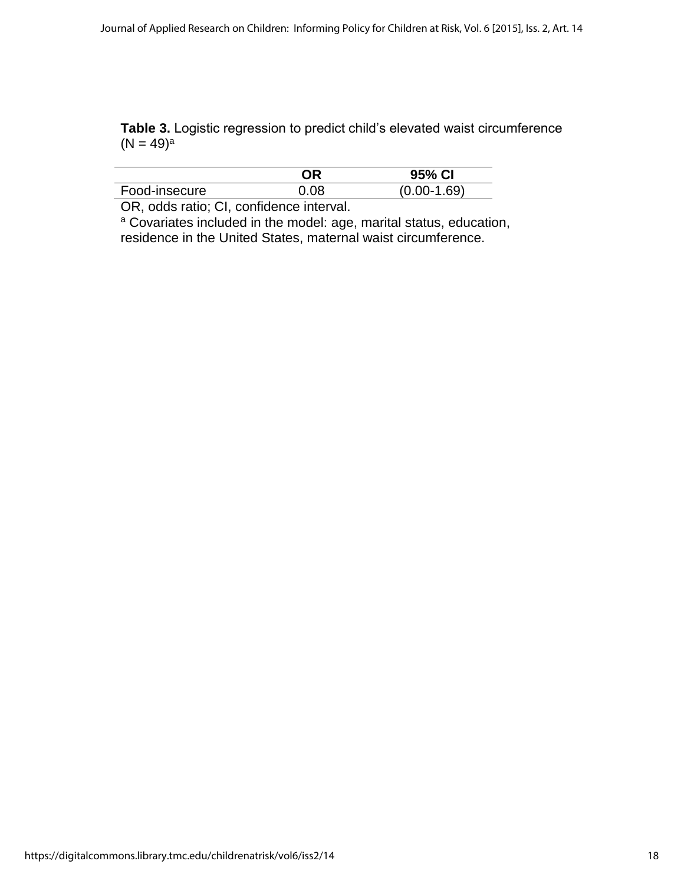**Table 3.** Logistic regression to predict child's elevated waist circumference (N = 49)[a]

| | OR | 95% CI |
|---|---|---|
| Food-insecure | 0.08 | (0.00-1.69) |

OR, odds ratio; CI, confidence interval.

[a] Covariates included in the model: age, marital status, education, residence in the United States, maternal waist circumference.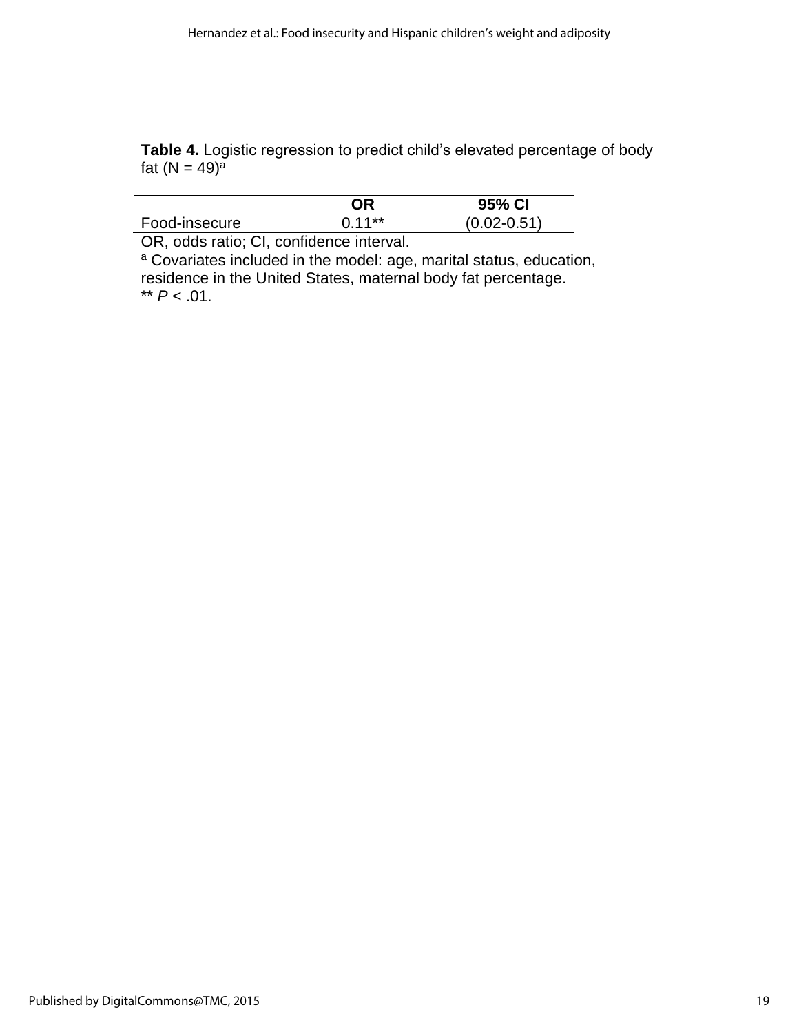**Table 4.** Logistic regression to predict child's elevated percentage of body fat (N = 49)[a]

| | OR | 95% CI |
|---|---|---|
| Food-insecure | 0.11** | (0.02-0.51) |

OR, odds ratio; CI, confidence interval.

[a] Covariates included in the model: age, marital status, education, residence in the United States, maternal body fat percentage.

** $P < .01$.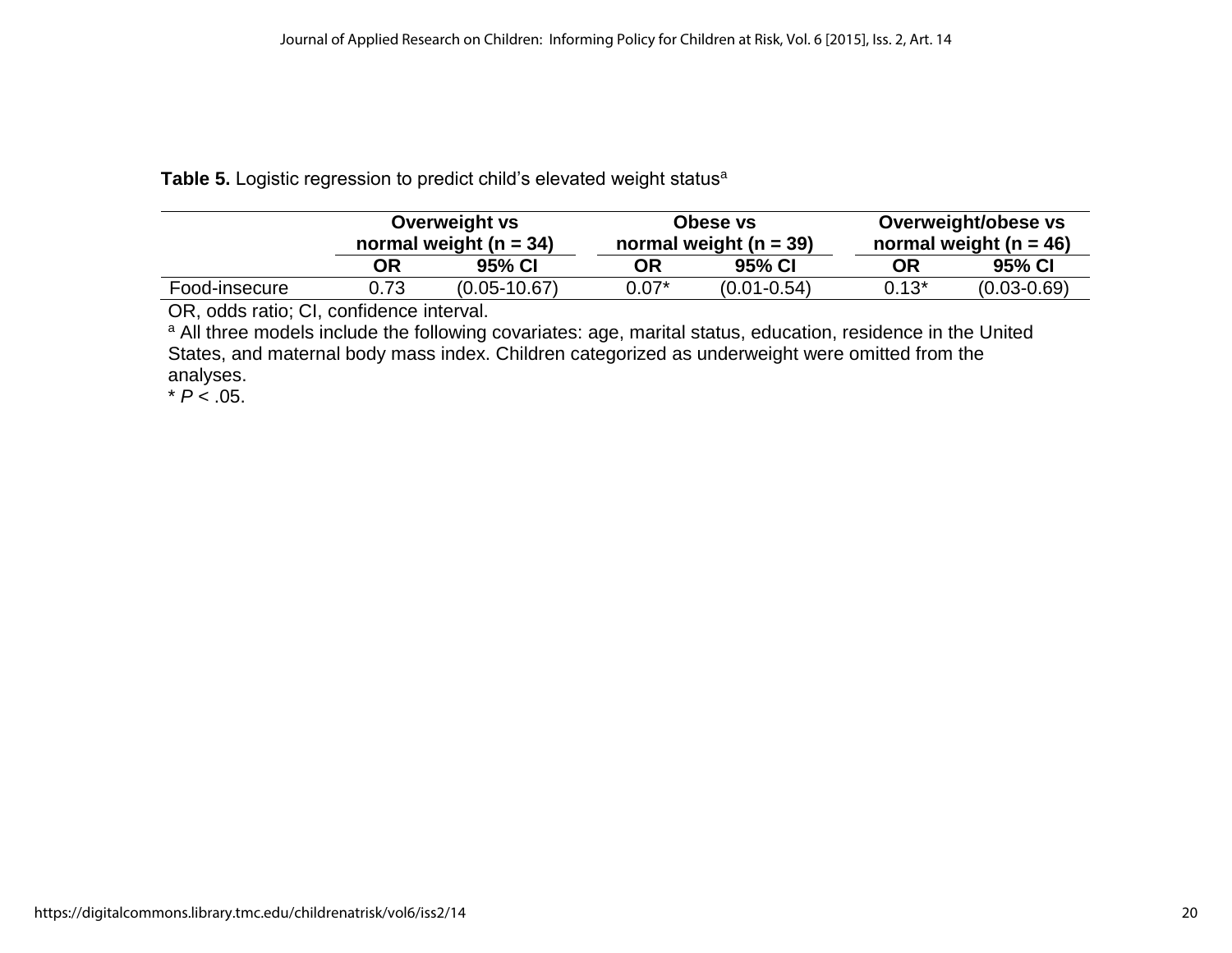**Table 5.** Logistic regression to predict child's elevated weight status[a]

| | Overweight vs normal weight (n = 34) | | Obese vs normal weight (n = 39) | | Overweight/obese vs normal weight (n = 46) | |
|---|---|---|---|---|---|---|
| | **OR** | **95% CI** | **OR** | **95% CI** | **OR** | **95% CI** |
| Food-insecure | 0.73 | (0.05-10.67) | 0.07* | (0.01-0.54) | 0.13* | (0.03-0.69) |

OR, odds ratio; CI, confidence interval.

[a] All three models include the following covariates: age, marital status, education, residence in the United States, and maternal body mass index. Children categorized as underweight were omitted from the analyses.

* $P < .05$.